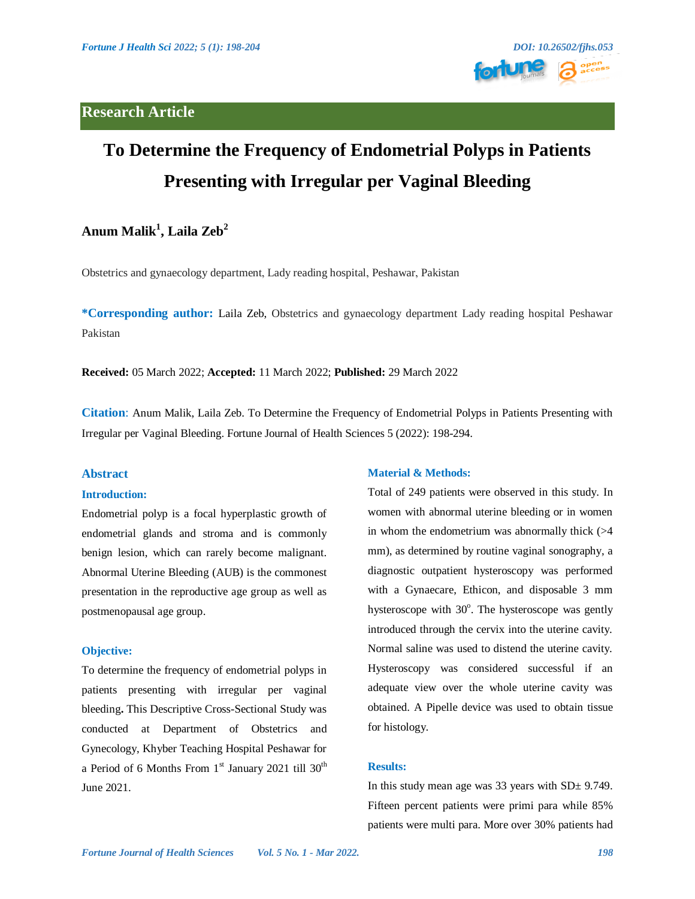Research Article

# To Determine the Frequency of Endometrial Polyps in Patients Presenting with Irregular per Vaginal Bleeding

**Anum Malik[1], Laila Zeb[2]**

Obstetrics and gynaecology department, Lady reading hospital, Peshawar, Pakistan

**\*Corresponding author:** Laila Zeb, Obstetrics and gynaecology department Lady reading hospital Peshawar Pakistan

**Received:** 05 March 2022; **Accepted:** 11 March 2022; **Published:** 29 March 2022

**Citation**: Anum Malik, Laila Zeb. To Determine the Frequency of Endometrial Polyps in Patients Presenting with Irregular per Vaginal Bleeding. Fortune Journal of Health Sciences 5 (2022): 198-294.

## Abstract

### Introduction:

Endometrial polyp is a focal hyperplastic growth of endometrial glands and stroma and is commonly benign lesion, which can rarely become malignant. Abnormal Uterine Bleeding (AUB) is the commonest presentation in the reproductive age group as well as postmenopausal age group.

### Objective:

To determine the frequency of endometrial polyps in patients presenting with irregular per vaginal bleeding**.** This Descriptive Cross-Sectional Study was conducted at Department of Obstetrics and Gynecology, Khyber Teaching Hospital Peshawar for a Period of 6 Months From 1st January 2021 till 30th June 2021.

### Material & Methods:

Total of 249 patients were observed in this study. In women with abnormal uterine bleeding or in women in whom the endometrium was abnormally thick (>4 mm), as determined by routine vaginal sonography, a diagnostic outpatient hysteroscopy was performed with a Gynaecare, Ethicon, and disposable 3 mm hysteroscope with 30°. The hysteroscope was gently introduced through the cervix into the uterine cavity. Normal saline was used to distend the uterine cavity. Hysteroscopy was considered successful if an adequate view over the whole uterine cavity was obtained. A Pipelle device was used to obtain tissue for histology.

### Results:

In this study mean age was 33 years with SD± 9.749. Fifteen percent patients were primi para while 85% patients were multi para. More over 30% patients had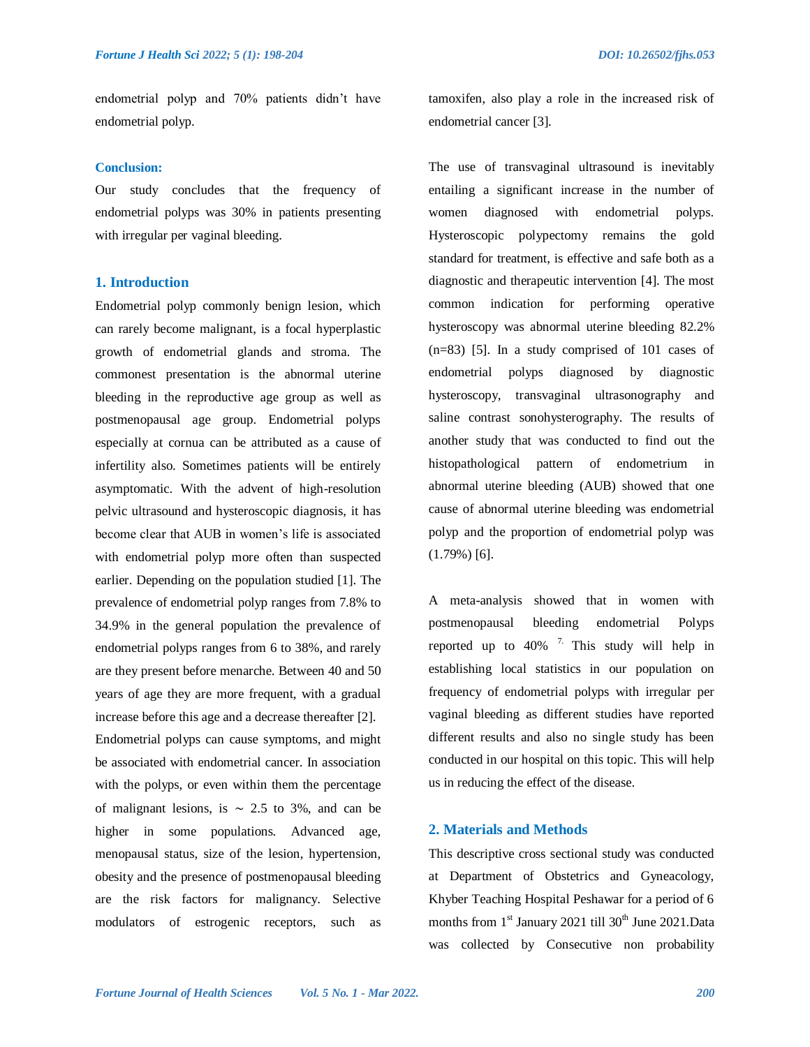endometrial polyp and 70% patients didn't have endometrial polyp.

**Conclusion:**

Our study concludes that the frequency of endometrial polyps was 30% in patients presenting with irregular per vaginal bleeding.

## 1. Introduction

Endometrial polyp commonly benign lesion, which can rarely become malignant, is a focal hyperplastic growth of endometrial glands and stroma. The commonest presentation is the abnormal uterine bleeding in the reproductive age group as well as postmenopausal age group. Endometrial polyps especially at cornua can be attributed as a cause of infertility also. Sometimes patients will be entirely asymptomatic. With the advent of high-resolution pelvic ultrasound and hysteroscopic diagnosis, it has become clear that AUB in women's life is associated with endometrial polyp more often than suspected earlier. Depending on the population studied [1]. The prevalence of endometrial polyp ranges from 7.8% to 34.9% in the general population the prevalence of endometrial polyps ranges from 6 to 38%, and rarely are they present before menarche. Between 40 and 50 years of age they are more frequent, with a gradual increase before this age and a decrease thereafter [2]. Endometrial polyps can cause symptoms, and might be associated with endometrial cancer. In association with the polyps, or even within them the percentage of malignant lesions, is ~ 2.5 to 3%, and can be higher in some populations. Advanced age, menopausal status, size of the lesion, hypertension, obesity and the presence of postmenopausal bleeding are the risk factors for malignancy. Selective modulators of estrogenic receptors, such as tamoxifen, also play a role in the increased risk of endometrial cancer [3].

The use of transvaginal ultrasound is inevitably entailing a significant increase in the number of women diagnosed with endometrial polyps. Hysteroscopic polypectomy remains the gold standard for treatment, is effective and safe both as a diagnostic and therapeutic intervention [4]. The most common indication for performing operative hysteroscopy was abnormal uterine bleeding 82.2% (n=83) [5]. In a study comprised of 101 cases of endometrial polyps diagnosed by diagnostic hysteroscopy, transvaginal ultrasonography and saline contrast sonohysterography. The results of another study that was conducted to find out the histopathological pattern of endometrium in abnormal uterine bleeding (AUB) showed that one cause of abnormal uterine bleeding was endometrial polyp and the proportion of endometrial polyp was (1.79%) [6].

A meta-analysis showed that in women with postmenopausal bleeding endometrial Polyps reported up to 40% [7]. This study will help in establishing local statistics in our population on frequency of endometrial polyps with irregular per vaginal bleeding as different studies have reported different results and also no single study has been conducted in our hospital on this topic. This will help us in reducing the effect of the disease.

## 2. Materials and Methods

This descriptive cross sectional study was conducted at Department of Obstetrics and Gyneacology, Khyber Teaching Hospital Peshawar for a period of 6 months from 1st January 2021 till 30th June 2021.Data was collected by Consecutive non probability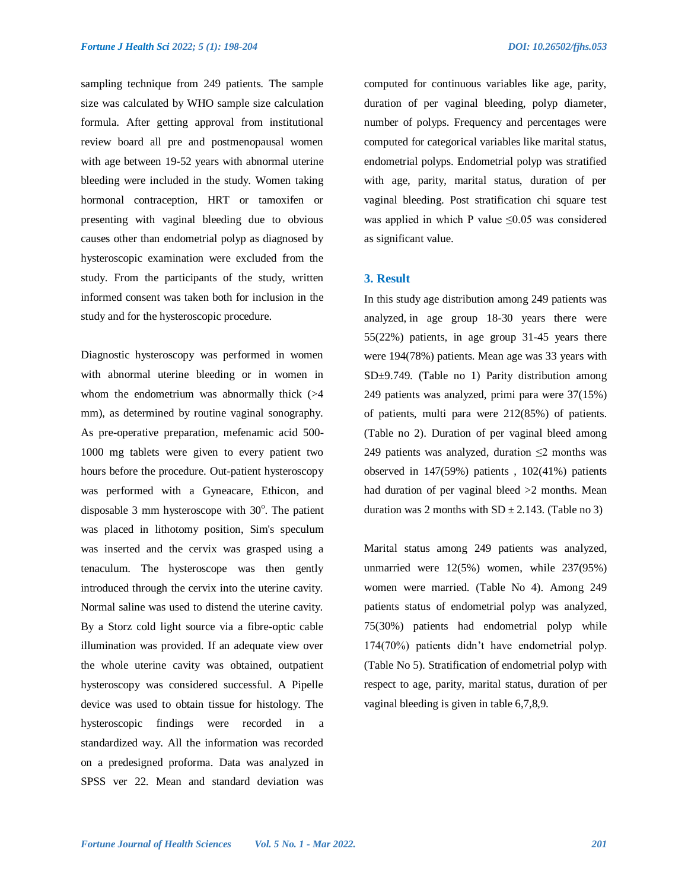sampling technique from 249 patients. The sample size was calculated by WHO sample size calculation formula. After getting approval from institutional review board all pre and postmenopausal women with age between 19-52 years with abnormal uterine bleeding were included in the study. Women taking hormonal contraception, HRT or tamoxifen or presenting with vaginal bleeding due to obvious causes other than endometrial polyp as diagnosed by hysteroscopic examination were excluded from the study. From the participants of the study, written informed consent was taken both for inclusion in the study and for the hysteroscopic procedure.

Diagnostic hysteroscopy was performed in women with abnormal uterine bleeding or in women in whom the endometrium was abnormally thick (>4 mm), as determined by routine vaginal sonography. As pre-operative preparation, mefenamic acid 500-1000 mg tablets were given to every patient two hours before the procedure. Out-patient hysteroscopy was performed with a Gyneacare, Ethicon, and disposable 3 mm hysteroscope with 30°. The patient was placed in lithotomy position, Sim's speculum was inserted and the cervix was grasped using a tenaculum. The hysteroscope was then gently introduced through the cervix into the uterine cavity. Normal saline was used to distend the uterine cavity. By a Storz cold light source via a fibre-optic cable illumination was provided. If an adequate view over the whole uterine cavity was obtained, outpatient hysteroscopy was considered successful. A Pipelle device was used to obtain tissue for histology. The hysteroscopic findings were recorded in a standardized way. All the information was recorded on a predesigned proforma. Data was analyzed in SPSS ver 22. Mean and standard deviation was computed for continuous variables like age, parity, duration of per vaginal bleeding, polyp diameter, number of polyps. Frequency and percentages were computed for categorical variables like marital status, endometrial polyps. Endometrial polyp was stratified with age, parity, marital status, duration of per vaginal bleeding. Post stratification chi square test was applied in which P value ≤0.05 was considered as significant value.

## 3. Result

In this study age distribution among 249 patients was analyzed, in age group 18-30 years there were 55(22%) patients, in age group 31-45 years there were 194(78%) patients. Mean age was 33 years with SD±9.749. (Table no 1) Parity distribution among 249 patients was analyzed, primi para were 37(15%) of patients, multi para were 212(85%) of patients. (Table no 2). Duration of per vaginal bleed among 249 patients was analyzed, duration ≤2 months was observed in 147(59%) patients , 102(41%) patients had duration of per vaginal bleed >2 months. Mean duration was 2 months with SD ± 2.143. (Table no 3)

Marital status among 249 patients was analyzed, unmarried were 12(5%) women, while 237(95%) women were married. (Table No 4). Among 249 patients status of endometrial polyp was analyzed, 75(30%) patients had endometrial polyp while 174(70%) patients didn't have endometrial polyp. (Table No 5). Stratification of endometrial polyp with respect to age, parity, marital status, duration of per vaginal bleeding is given in table 6,7,8,9.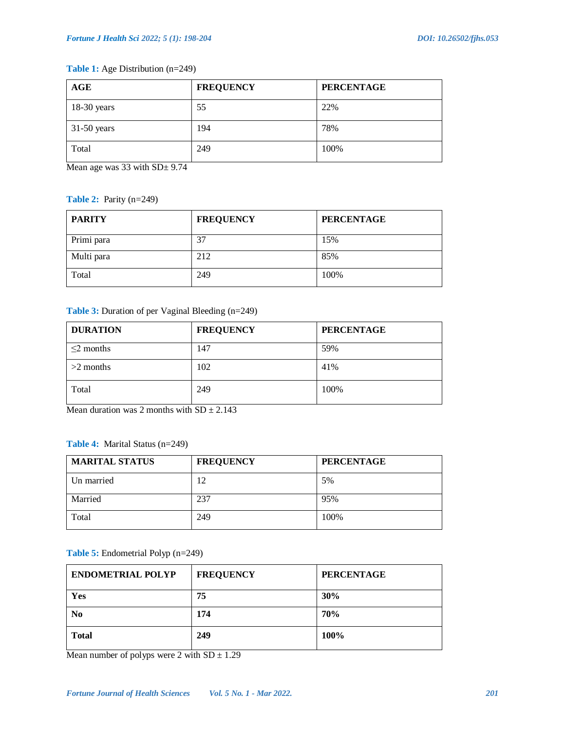**Table 1:** Age Distribution (n=249)

| AGE | FREQUENCY | PERCENTAGE |
|---|---|---|
| 18-30 years | 55 | 22% |
| 31-50 years | 194 | 78% |
| Total | 249 | 100% |

Mean age was 33 with SD± 9.74

**Table 2:** Parity (n=249)

| PARITY | FREQUENCY | PERCENTAGE |
|---|---|---|
| Primi para | 37 | 15% |
| Multi para | 212 | 85% |
| Total | 249 | 100% |

**Table 3:** Duration of per Vaginal Bleeding (n=249)

| DURATION | FREQUENCY | PERCENTAGE |
|---|---|---|
| ≤2 months | 147 | 59% |
| >2 months | 102 | 41% |
| Total | 249 | 100% |

Mean duration was 2 months with SD ± 2.143

**Table 4:** Marital Status (n=249)

| MARITAL STATUS | FREQUENCY | PERCENTAGE |
|---|---|---|
| Un married | 12 | 5% |
| Married | 237 | 95% |
| Total | 249 | 100% |

**Table 5:** Endometrial Polyp (n=249)

| ENDOMETRIAL POLYP | FREQUENCY | PERCENTAGE |
|---|---|---|
| **Yes** | **75** | **30%** |
| **No** | **174** | **70%** |
| **Total** | **249** | **100%** |

Mean number of polyps were 2 with SD ± 1.29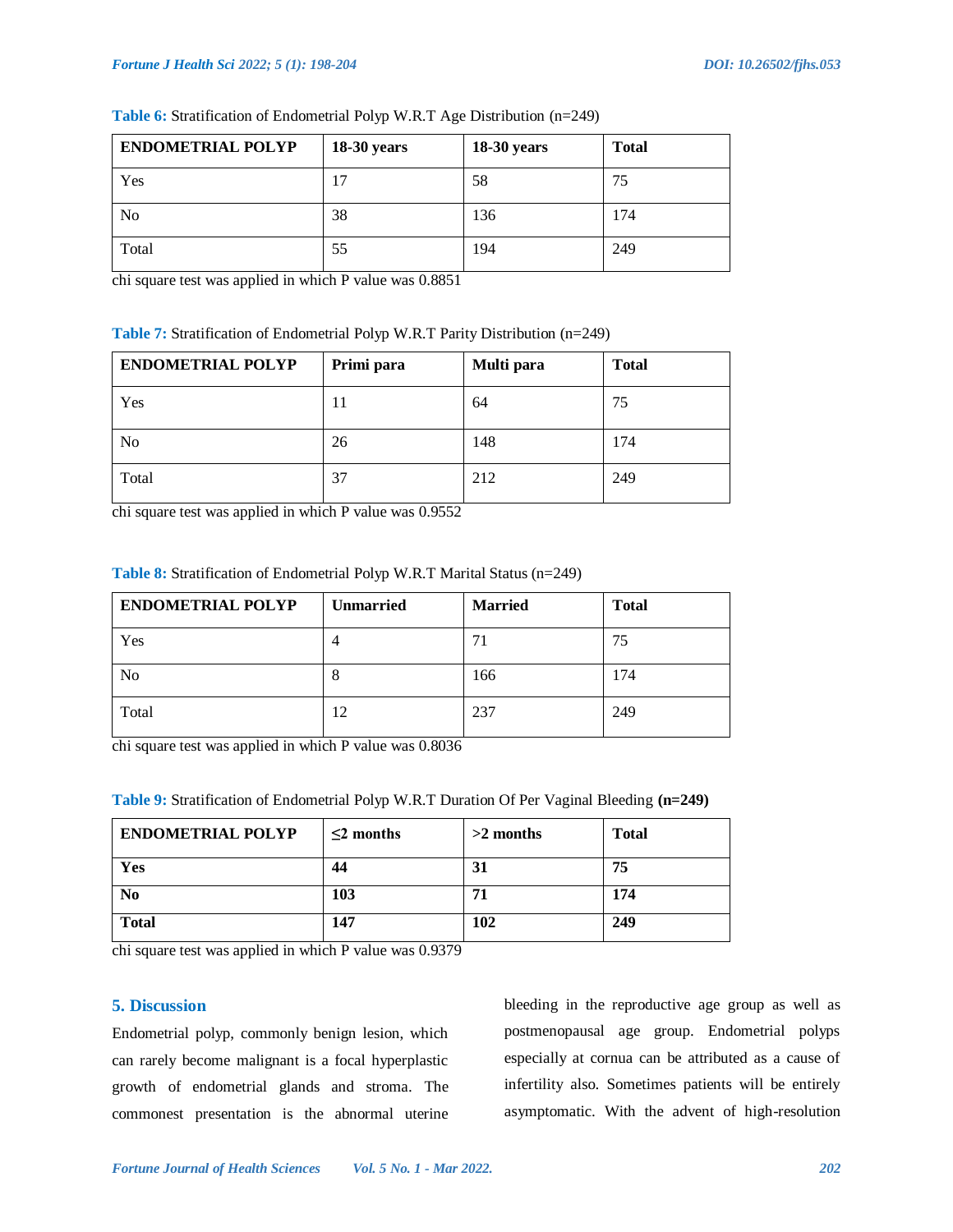**Table 6:** Stratification of Endometrial Polyp W.R.T Age Distribution (n=249)

| ENDOMETRIAL POLYP | 18-30 years | 18-30 years | Total |
|---|---|---|---|
| Yes | 17 | 58 | 75 |
| No | 38 | 136 | 174 |
| Total | 55 | 194 | 249 |

chi square test was applied in which P value was 0.8851

**Table 7:** Stratification of Endometrial Polyp W.R.T Parity Distribution (n=249)

| ENDOMETRIAL POLYP | Primi para | Multi para | Total |
|---|---|---|---|
| Yes | 11 | 64 | 75 |
| No | 26 | 148 | 174 |
| Total | 37 | 212 | 249 |

chi square test was applied in which P value was 0.9552

**Table 8:** Stratification of Endometrial Polyp W.R.T Marital Status (n=249)

| ENDOMETRIAL POLYP | Unmarried | Married | Total |
|---|---|---|---|
| Yes | 4 | 71 | 75 |
| No | 8 | 166 | 174 |
| Total | 12 | 237 | 249 |

chi square test was applied in which P value was 0.8036

**Table 9:** Stratification of Endometrial Polyp W.R.T Duration Of Per Vaginal Bleeding **(n=249)**

| ENDOMETRIAL POLYP | ≤2 months | >2 months | Total |
|---|---|---|---|
| **Yes** | **44** | **31** | **75** |
| **No** | **103** | **71** | **174** |
| **Total** | **147** | **102** | **249** |

chi square test was applied in which P value was 0.9379

## 5. Discussion

Endometrial polyp, commonly benign lesion, which can rarely become malignant is a focal hyperplastic growth of endometrial glands and stroma. The commonest presentation is the abnormal uterine bleeding in the reproductive age group as well as postmenopausal age group. Endometrial polyps especially at cornua can be attributed as a cause of infertility also. Sometimes patients will be entirely asymptomatic. With the advent of high-resolution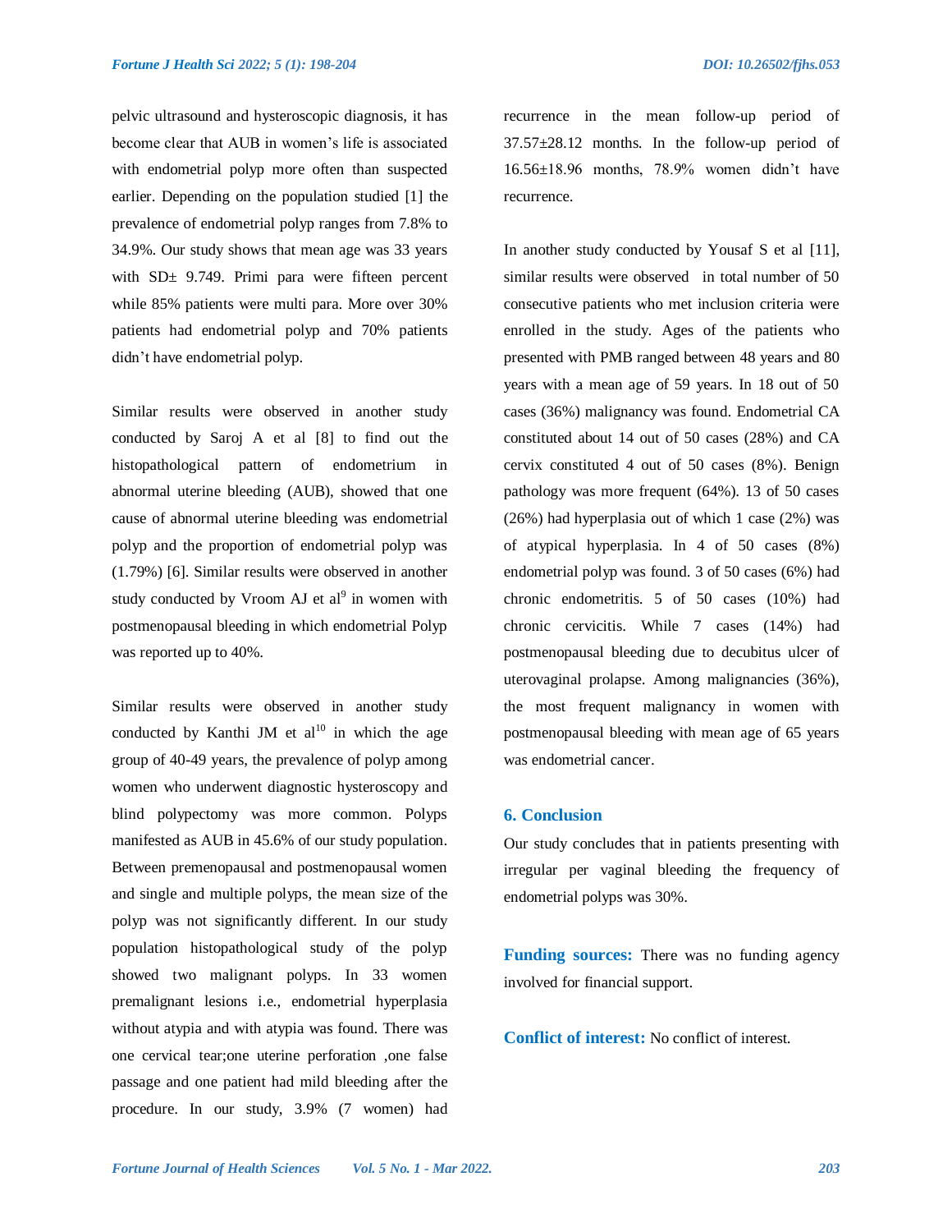pelvic ultrasound and hysteroscopic diagnosis, it has become clear that AUB in women's life is associated with endometrial polyp more often than suspected earlier. Depending on the population studied [1] the prevalence of endometrial polyp ranges from 7.8% to 34.9%. Our study shows that mean age was 33 years with SD± 9.749. Primi para were fifteen percent while 85% patients were multi para. More over 30% patients had endometrial polyp and 70% patients didn't have endometrial polyp.

Similar results were observed in another study conducted by Saroj A et al [8] to find out the histopathological pattern of endometrium in abnormal uterine bleeding (AUB), showed that one cause of abnormal uterine bleeding was endometrial polyp and the proportion of endometrial polyp was (1.79%) [6]. Similar results were observed in another study conducted by Vroom AJ et al[9] in women with postmenopausal bleeding in which endometrial Polyp was reported up to 40%.

Similar results were observed in another study conducted by Kanthi JM et al[10] in which the age group of 40-49 years, the prevalence of polyp among women who underwent diagnostic hysteroscopy and blind polypectomy was more common. Polyps manifested as AUB in 45.6% of our study population. Between premenopausal and postmenopausal women and single and multiple polyps, the mean size of the polyp was not significantly different. In our study population histopathological study of the polyp showed two malignant polyps. In 33 women premalignant lesions i.e., endometrial hyperplasia without atypia and with atypia was found. There was one cervical tear;one uterine perforation ,one false passage and one patient had mild bleeding after the procedure. In our study, 3.9% (7 women) had recurrence in the mean follow-up period of 37.57±28.12 months. In the follow-up period of 16.56±18.96 months, 78.9% women didn't have recurrence.

In another study conducted by Yousaf S et al [11], similar results were observed in total number of 50 consecutive patients who met inclusion criteria were enrolled in the study. Ages of the patients who presented with PMB ranged between 48 years and 80 years with a mean age of 59 years. In 18 out of 50 cases (36%) malignancy was found. Endometrial CA constituted about 14 out of 50 cases (28%) and CA cervix constituted 4 out of 50 cases (8%). Benign pathology was more frequent (64%). 13 of 50 cases (26%) had hyperplasia out of which 1 case (2%) was of atypical hyperplasia. In 4 of 50 cases (8%) endometrial polyp was found. 3 of 50 cases (6%) had chronic endometritis. 5 of 50 cases (10%) had chronic cervicitis. While 7 cases (14%) had postmenopausal bleeding due to decubitus ulcer of uterovaginal prolapse. Among malignancies (36%), the most frequent malignancy in women with postmenopausal bleeding with mean age of 65 years was endometrial cancer.

## 6. Conclusion

Our study concludes that in patients presenting with irregular per vaginal bleeding the frequency of endometrial polyps was 30%.

**Funding sources:** There was no funding agency involved for financial support.

**Conflict of interest:** No conflict of interest.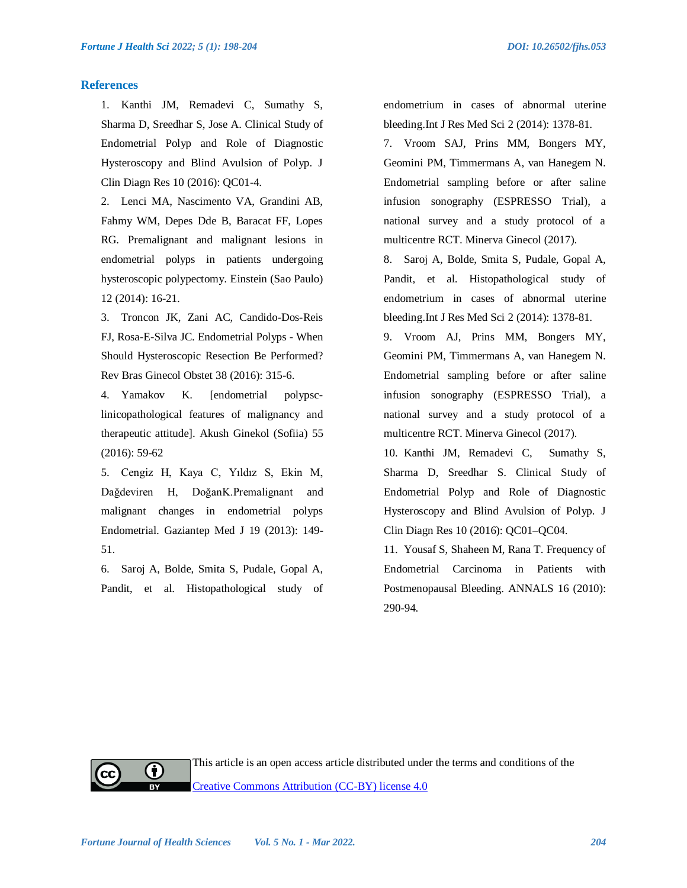## References

1. Kanthi JM, Remadevi C, Sumathy S, Sharma D, Sreedhar S, Jose A. Clinical Study of Endometrial Polyp and Role of Diagnostic Hysteroscopy and Blind Avulsion of Polyp. J Clin Diagn Res 10 (2016): QC01-4.
2. Lenci MA, Nascimento VA, Grandini AB, Fahmy WM, Depes Dde B, Baracat FF, Lopes RG. Premalignant and malignant lesions in endometrial polyps in patients undergoing hysteroscopic polypectomy. Einstein (Sao Paulo) 12 (2014): 16-21.
3. Troncon JK, Zani AC, Candido-Dos-Reis FJ, Rosa-E-Silva JC. Endometrial Polyps - When Should Hysteroscopic Resection Be Performed? Rev Bras Ginecol Obstet 38 (2016): 315-6.
4. Yamakov K. [endometrial polypsc-linicopathological features of malignancy and therapeutic attitude]. Akush Ginekol (Sofiia) 55 (2016): 59-62
5. Cengiz H, Kaya C, Yıldız S, Ekin M, Dağdeviren H, DoğanK.Premalignant and malignant changes in endometrial polyps Endometrial. Gaziantep Med J 19 (2013): 149-51.
6. Saroj A, Bolde, Smita S, Pudale, Gopal A, Pandit, et al. Histopathological study of endometrium in cases of abnormal uterine bleeding.Int J Res Med Sci 2 (2014): 1378-81.
7. Vroom SAJ, Prins MM, Bongers MY, Geomini PM, Timmermans A, van Hanegem N. Endometrial sampling before or after saline infusion sonography (ESPRESSO Trial), a national survey and a study protocol of a multicentre RCT. Minerva Ginecol (2017).
8. Saroj A, Bolde, Smita S, Pudale, Gopal A, Pandit, et al. Histopathological study of endometrium in cases of abnormal uterine bleeding.Int J Res Med Sci 2 (2014): 1378-81.
9. Vroom AJ, Prins MM, Bongers MY, Geomini PM, Timmermans A, van Hanegem N. Endometrial sampling before or after saline infusion sonography (ESPRESSO Trial), a national survey and a study protocol of a multicentre RCT. Minerva Ginecol (2017).
10. Kanthi JM, Remadevi C, Sumathy S, Sharma D, Sreedhar S. Clinical Study of Endometrial Polyp and Role of Diagnostic Hysteroscopy and Blind Avulsion of Polyp. J Clin Diagn Res 10 (2016): QC01–QC04.
11. Yousaf S, Shaheen M, Rana T. Frequency of Endometrial Carcinoma in Patients with Postmenopausal Bleeding. ANNALS 16 (2010): 290-94.

This article is an open access article distributed under the terms and conditions of the Creative Commons Attribution (CC-BY) license 4.0